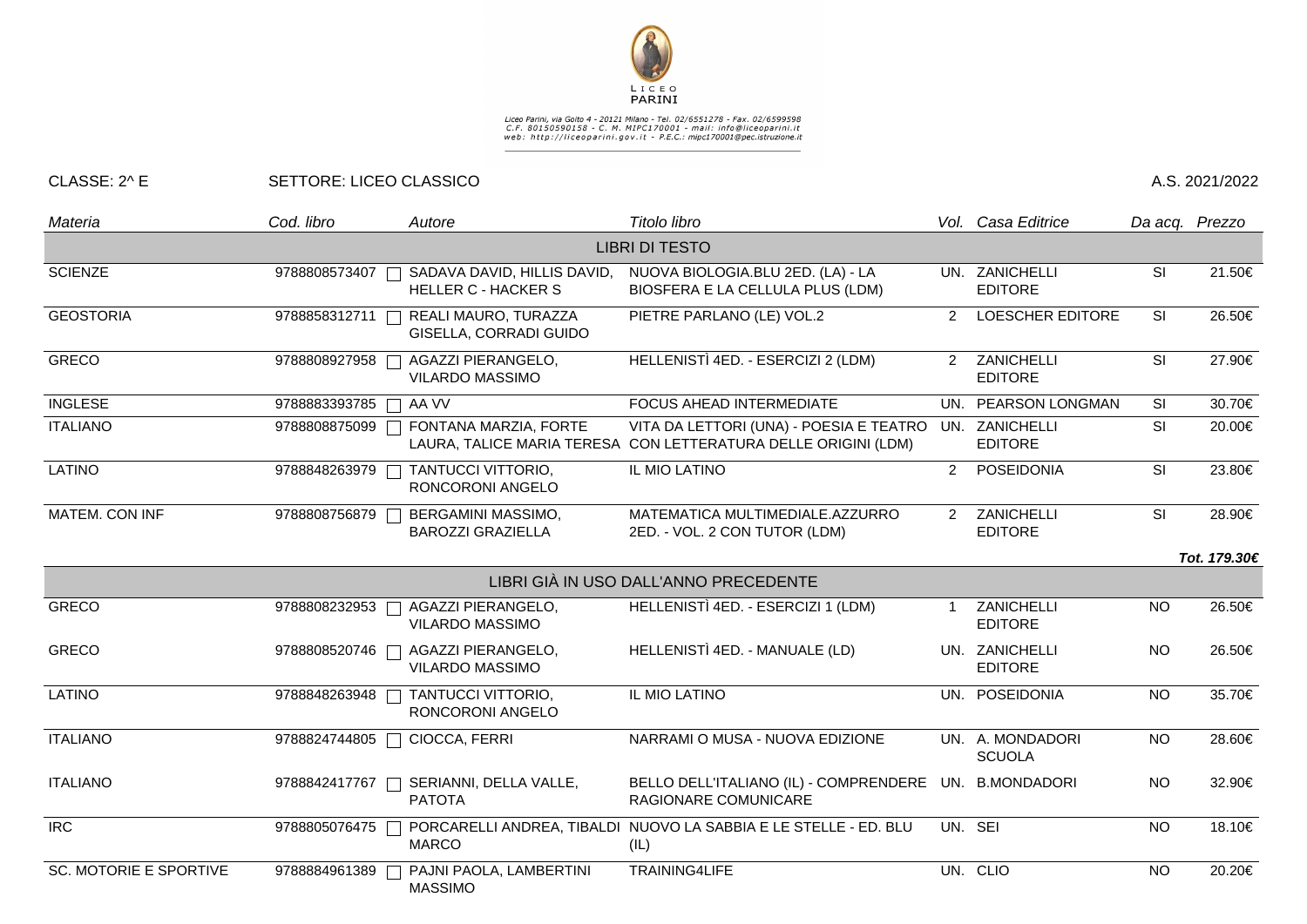LICEO PARINI

Liceo Parini, via Goito 4 - 20121 Milano - Tel. 02/6551278 - Fax. 02/6599598
C.F. 80150590158 - C. M. MIPC170001 - mail: info@liceoparini.it
web: http://liceoparini.gov.it - P.E.C.: mipc170001@pec.istruzione.it

CLASSE: 2^ E SETTORE: LICEO CLASSICO A.S. 2021/2022

| *Materia* | *Cod. libro* | *Autore* | *Titolo libro* | *Vol.* | *Casa Editrice* | *Da acq.* | *Prezzo* |
|---|---|---|---|---|---|---|---|
| | | | LIBRI DI TESTO | | | | |
| SCIENZE | 9788808573407 | SADAVA DAVID, HILLIS DAVID, HELLER C - HACKER S | NUOVA BIOLOGIA.BLU 2ED. (LA) - LA BIOSFERA E LA CELLULA PLUS (LDM) | UN. | ZANICHELLI EDITORE | SI | 21.50€ |
| GEOSTORIA | 9788858312711 | REALI MAURO, TURAZZA GISELLA, CORRADI GUIDO | PIETRE PARLANO (LE) VOL.2 | 2 | LOESCHER EDITORE | SI | 26.50€ |
| GRECO | 9788808927958 | AGAZZI PIERANGELO, VILARDO MASSIMO | HELLENISTÌ 4ED. - ESERCIZI 2 (LDM) | 2 | ZANICHELLI EDITORE | SI | 27.90€ |
| INGLESE | 9788883393785 | AA VV | FOCUS AHEAD INTERMEDIATE | UN. | PEARSON LONGMAN | SI | 30.70€ |
| ITALIANO | 9788808875099 | FONTANA MARZIA, FORTE LAURA, TALICE MARIA TERESA | VITA DA LETTORI (UNA) - POESIA E TEATRO CON LETTERATURA DELLE ORIGINI (LDM) | UN. | ZANICHELLI EDITORE | SI | 20.00€ |
| LATINO | 9788848263979 | TANTUCCI VITTORIO, RONCORONI ANGELO | IL MIO LATINO | 2 | POSEIDONIA | SI | 23.80€ |
| MATEM. CON INF | 9788808756879 | BERGAMINI MASSIMO, BAROZZI GRAZIELLA | MATEMATICA MULTIMEDIALE.AZZURRO 2ED. - VOL. 2 CON TUTOR (LDM) | 2 | ZANICHELLI EDITORE | SI | 28.90€ |
| | | | | | | | ***Tot. 179.30€*** |
| | | | LIBRI GIÀ IN USO DALL'ANNO PRECEDENTE | | | | |
| GRECO | 9788808232953 | AGAZZI PIERANGELO, VILARDO MASSIMO | HELLENISTÌ 4ED. - ESERCIZI 1 (LDM) | 1 | ZANICHELLI EDITORE | NO | 26.50€ |
| GRECO | 9788808520746 | AGAZZI PIERANGELO, VILARDO MASSIMO | HELLENISTÌ 4ED. - MANUALE (LD) | UN. | ZANICHELLI EDITORE | NO | 26.50€ |
| LATINO | 9788848263948 | TANTUCCI VITTORIO, RONCORONI ANGELO | IL MIO LATINO | UN. | POSEIDONIA | NO | 35.70€ |
| ITALIANO | 9788824744805 | CIOCCA, FERRI | NARRAMI O MUSA - NUOVA EDIZIONE | UN. | A. MONDADORI SCUOLA | NO | 28.60€ |
| ITALIANO | 9788842417767 | SERIANNI, DELLA VALLE, PATOTA | BELLO DELL'ITALIANO (IL) - COMPRENDERE RAGIONARE COMUNICARE | UN. | B.MONDADORI | NO | 32.90€ |
| IRC | 9788805076475 | PORCARELLI ANDREA, TIBALDI MARCO | NUOVO LA SABBIA E LE STELLE - ED. BLU (IL) | UN. | SEI | NO | 18.10€ |
| SC. MOTORIE E SPORTIVE | 9788884961389 | PAJNI PAOLA, LAMBERTINI MASSIMO | TRAINING4LIFE | UN. | CLIO | NO | 20.20€ |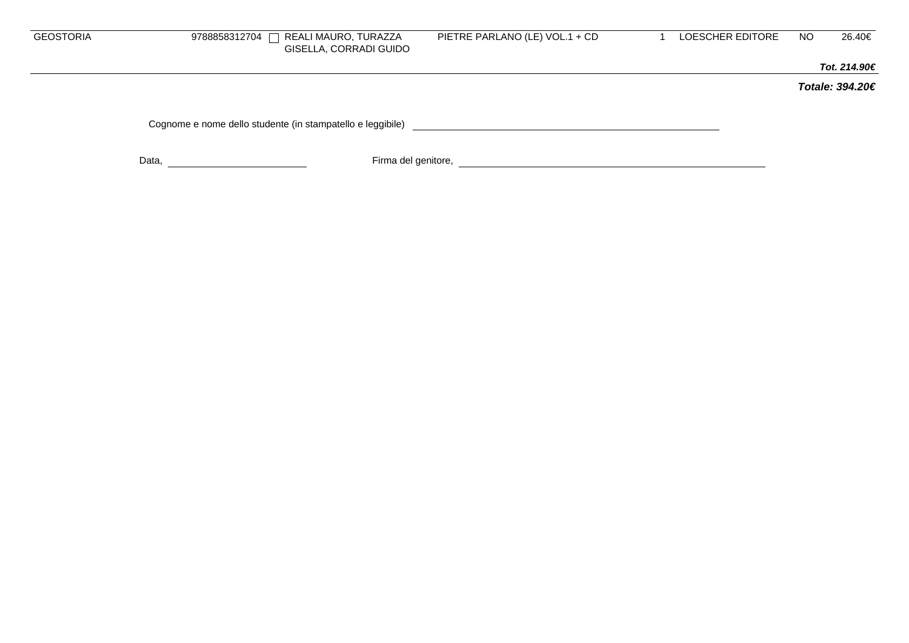| | | | | | | | | |
|---|---|---|---|---|---|---|---|---|
| GEOSTORIA | 9788858312704 | ☐ | REALI MAURO, TURAZZA GISELLA, CORRADI GUIDO | PIETRE PARLANO (LE) VOL.1 + CD | 1 | LOESCHER EDITORE | NO | 26.40€ |

***Tot. 214.90€***

***Totale: 394.20€***

Cognome e nome dello studente (in stampatello e leggibile) ______________________________

Data, ______________ Firma del genitore, ______________________________